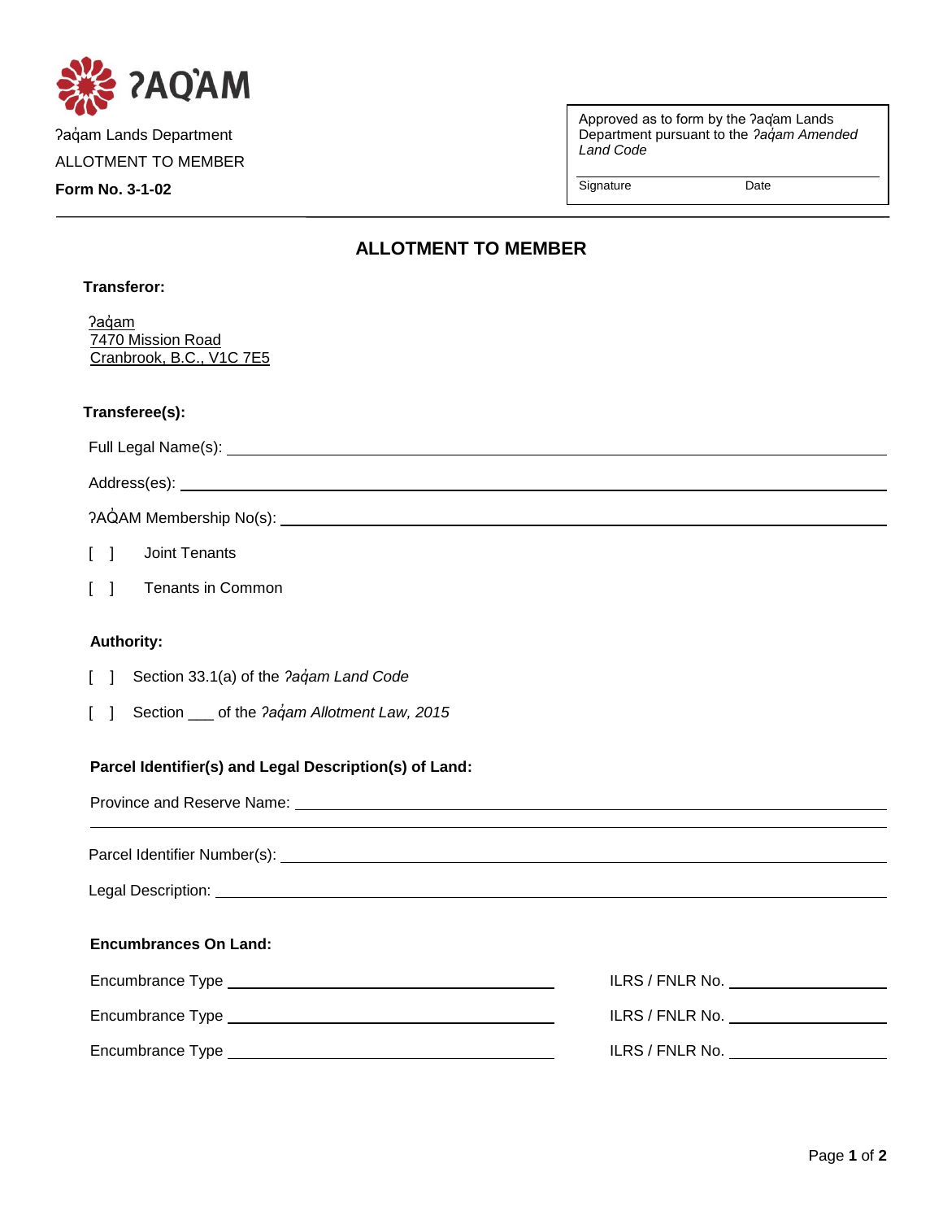ʔAQ̓AM

ʔaq̓am Lands Department

ALLOTMENT TO MEMBER

**Form No. 3-1-02**

Approved as to form by the ʔaq̓am Lands Department pursuant to the *ʔaq̓am Amended Land Code*

Signature ____________ Date ____________

## ALLOTMENT TO MEMBER

**Transferor:**

ʔaq̓am
7470 Mission Road
Cranbrook, B.C., V1C 7E5

**Transferee(s):**

Full Legal Name(s): ____________________

Address(es): ____________________

ʔAQ̓AM Membership No(s): ____________________

[ ] Joint Tenants

[ ] Tenants in Common

**Authority:**

[ ] Section 33.1(a) of the *ʔaq̓am Land Code*

[ ] Section ___ of the *ʔaq̓am Allotment Law, 2015*

**Parcel Identifier(s) and Legal Description(s) of Land:**

Province and Reserve Name: ____________________

____________________

Parcel Identifier Number(s): ____________________

Legal Description: ____________________

**Encumbrances On Land:**

Encumbrance Type ____________________ ILRS / FNLR No. ____________

Encumbrance Type ____________________ ILRS / FNLR No. ____________

Encumbrance Type ____________________ ILRS / FNLR No. ____________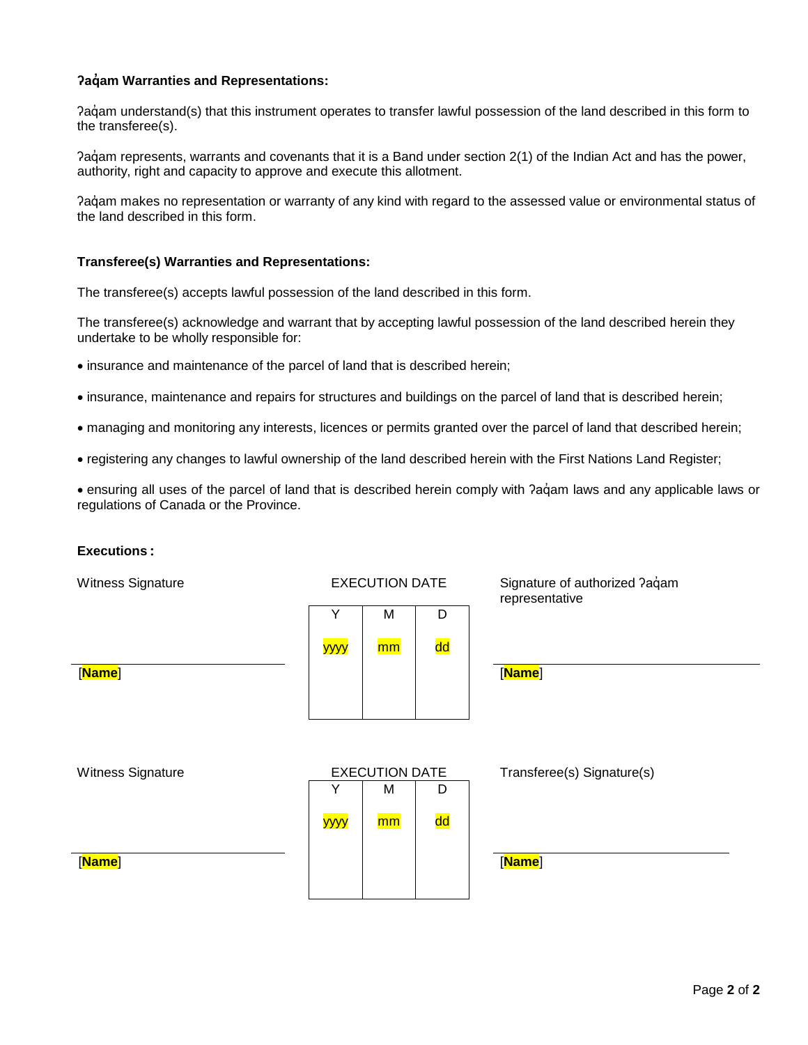**ʔaq̓am Warranties and Representations:**

ʔaq̓am understand(s) that this instrument operates to transfer lawful possession of the land described in this form to the transferee(s).

ʔaq̓am represents, warrants and covenants that it is a Band under section 2(1) of the Indian Act and has the power, authority, right and capacity to approve and execute this allotment.

ʔaq̓am makes no representation or warranty of any kind with regard to the assessed value or environmental status of the land described in this form.

**Transferee(s) Warranties and Representations:**

The transferee(s) accepts lawful possession of the land described in this form.

The transferee(s) acknowledge and warrant that by accepting lawful possession of the land described herein they undertake to be wholly responsible for:

- insurance and maintenance of the parcel of land that is described herein;
- insurance, maintenance and repairs for structures and buildings on the parcel of land that is described herein;
- managing and monitoring any interests, licences or permits granted over the parcel of land that described herein;
- registering any changes to lawful ownership of the land described herein with the First Nations Land Register;
- ensuring all uses of the parcel of land that is described herein comply with ʔaq̓am laws and any applicable laws or regulations of Canada or the Province.

**Executions :**

| Witness Signature | EXECUTION DATE | | | Signature of authorized ʔaq̓am representative |
|---|---|---|---|---|
| | Y | M | D | |
| | yyyy | mm | dd | |
| [**Name**] | | | | [**Name**] |

| Witness Signature | EXECUTION DATE | | | Transferee(s) Signature(s) |
|---|---|---|---|---|
| | Y | M | D | |
| | yyyy | mm | dd | |
| [**Name**] | | | | [**Name**] |